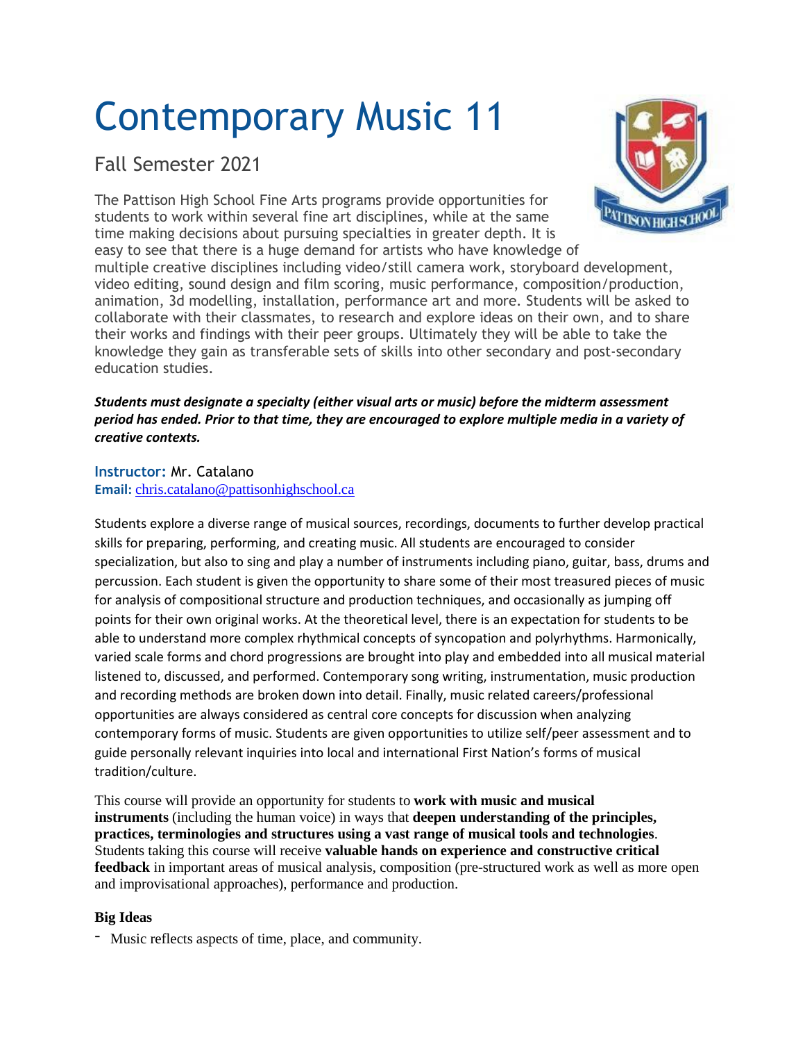# Contemporary Music 11

## Fall Semester 2021

The Pattison High School Fine Arts programs provide opportunities for students to work within several fine art disciplines, while at the same time making decisions about pursuing specialties in greater depth. It is easy to see that there is a huge demand for artists who have knowledge of multiple creative disciplines including video/still camera work, storyboard development, video editing, sound design and film scoring, music performance, composition/production, animation, 3d modelling, installation, performance art and more. Students will be asked to collaborate with their classmates, to research and explore ideas on their own, and to share their works and findings with their peer groups. Ultimately they will be able to take the knowledge they gain as transferable sets of skills into other secondary and post-secondary education studies.

***Students must designate a specialty (either visual arts or music) before the midterm assessment period has ended. Prior to that time, they are encouraged to explore multiple media in a variety of creative contexts.***

**Instructor:** Mr. Catalano
**Email:** chris.catalano@pattisonhighschool.ca

Students explore a diverse range of musical sources, recordings, documents to further develop practical skills for preparing, performing, and creating music. All students are encouraged to consider specialization, but also to sing and play a number of instruments including piano, guitar, bass, drums and percussion. Each student is given the opportunity to share some of their most treasured pieces of music for analysis of compositional structure and production techniques, and occasionally as jumping off points for their own original works. At the theoretical level, there is an expectation for students to be able to understand more complex rhythmical concepts of syncopation and polyrhythms. Harmonically, varied scale forms and chord progressions are brought into play and embedded into all musical material listened to, discussed, and performed. Contemporary song writing, instrumentation, music production and recording methods are broken down into detail. Finally, music related careers/professional opportunities are always considered as central core concepts for discussion when analyzing contemporary forms of music. Students are given opportunities to utilize self/peer assessment and to guide personally relevant inquiries into local and international First Nation's forms of musical tradition/culture.

This course will provide an opportunity for students to **work with music and musical instruments** (including the human voice) in ways that **deepen understanding of the principles, practices, terminologies and structures using a vast range of musical tools and technologies**. Students taking this course will receive **valuable hands on experience and constructive critical feedback** in important areas of musical analysis, composition (pre-structured work as well as more open and improvisational approaches), performance and production.

### Big Ideas

- Music reflects aspects of time, place, and community.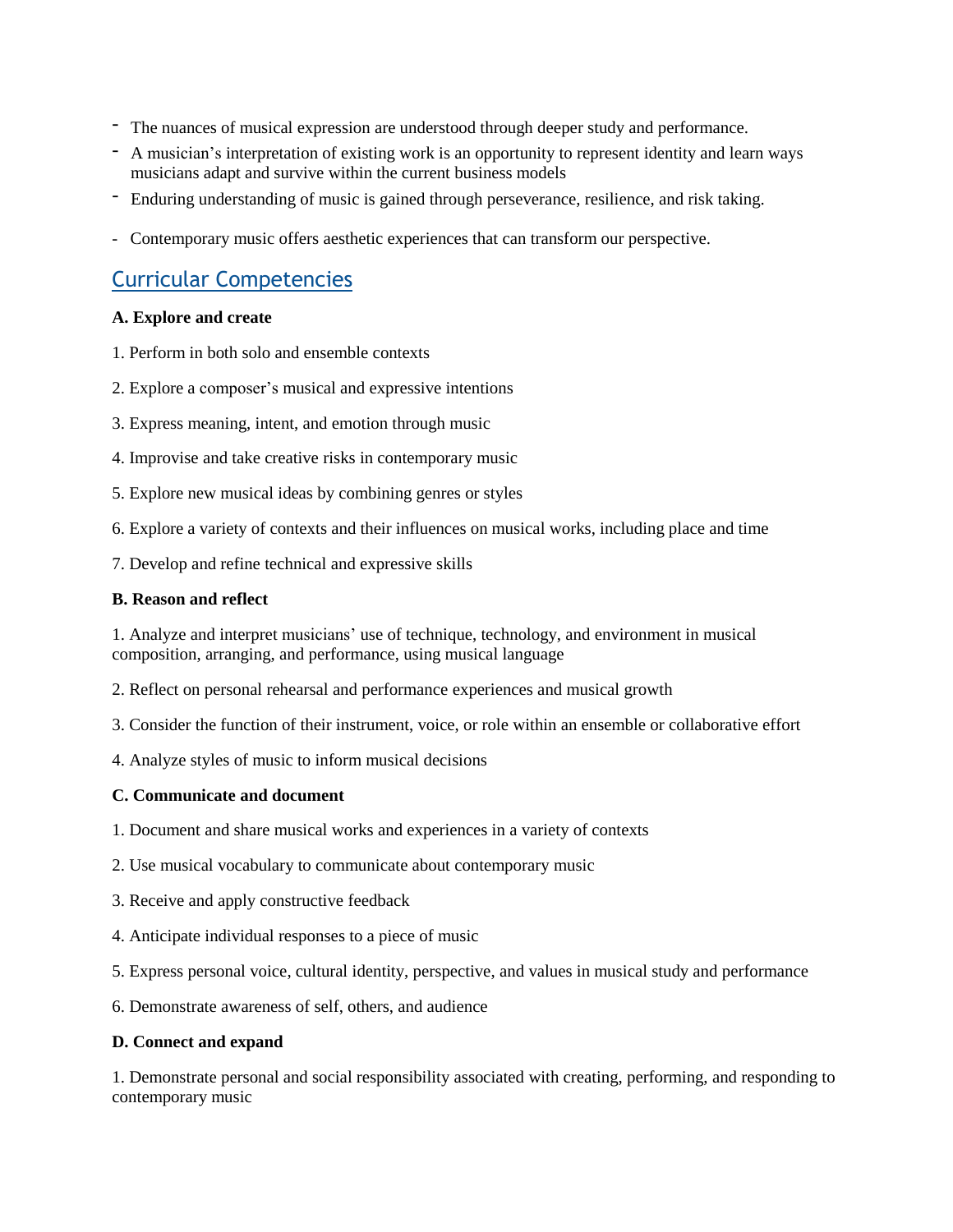- The nuances of musical expression are understood through deeper study and performance.
- A musician's interpretation of existing work is an opportunity to represent identity and learn ways musicians adapt and survive within the current business models
- Enduring understanding of music is gained through perseverance, resilience, and risk taking.
- Contemporary music offers aesthetic experiences that can transform our perspective.

## Curricular Competencies

**A. Explore and create**

1. Perform in both solo and ensemble contexts

2. Explore a composer's musical and expressive intentions

3. Express meaning, intent, and emotion through music

4. Improvise and take creative risks in contemporary music

5. Explore new musical ideas by combining genres or styles

6. Explore a variety of contexts and their influences on musical works, including place and time

7. Develop and refine technical and expressive skills

**B. Reason and reflect**

1. Analyze and interpret musicians' use of technique, technology, and environment in musical composition, arranging, and performance, using musical language

2. Reflect on personal rehearsal and performance experiences and musical growth

3. Consider the function of their instrument, voice, or role within an ensemble or collaborative effort

4. Analyze styles of music to inform musical decisions

**C. Communicate and document**

1. Document and share musical works and experiences in a variety of contexts

2. Use musical vocabulary to communicate about contemporary music

3. Receive and apply constructive feedback

4. Anticipate individual responses to a piece of music

5. Express personal voice, cultural identity, perspective, and values in musical study and performance

6. Demonstrate awareness of self, others, and audience

**D. Connect and expand**

1. Demonstrate personal and social responsibility associated with creating, performing, and responding to contemporary music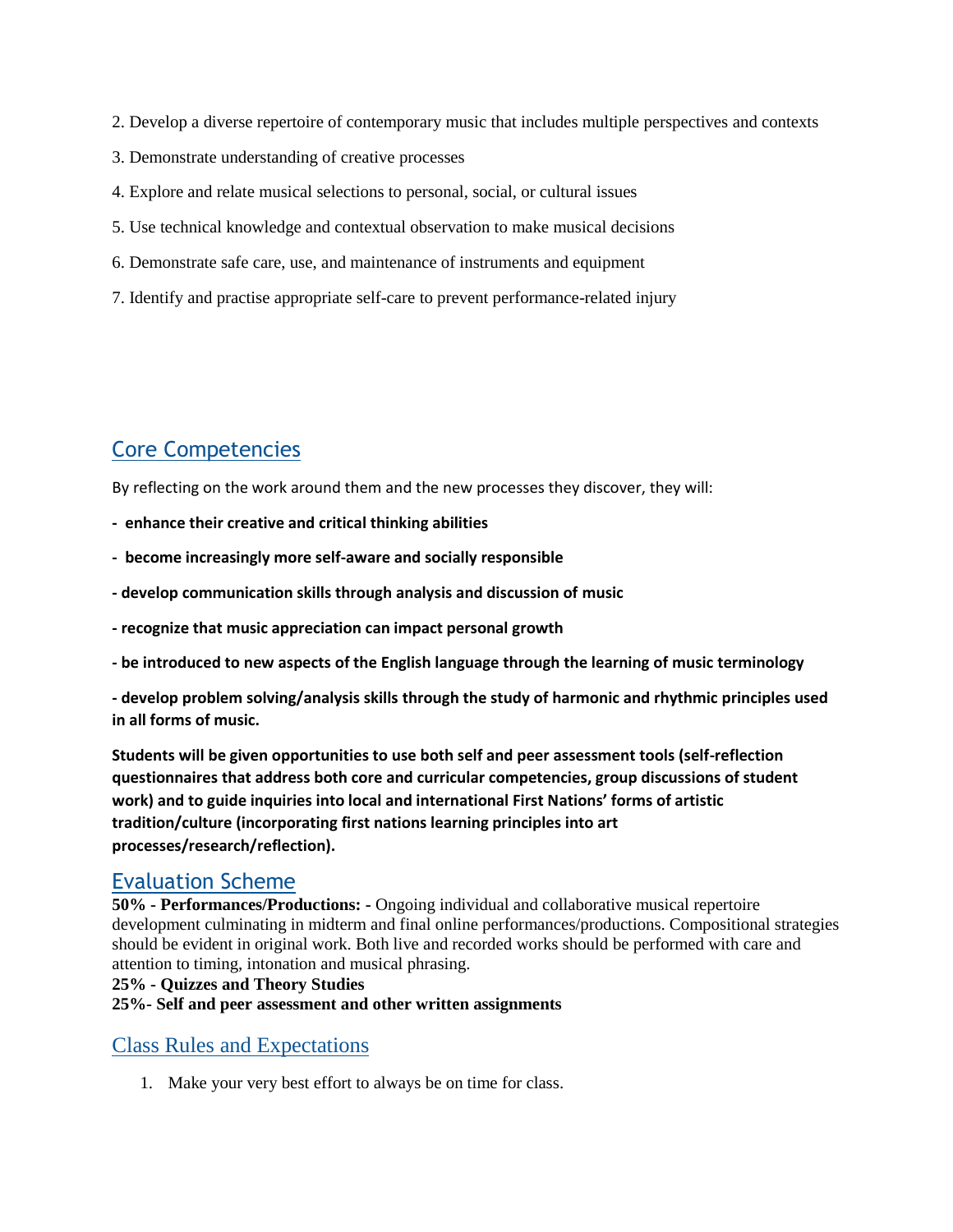2. Develop a diverse repertoire of contemporary music that includes multiple perspectives and contexts

3. Demonstrate understanding of creative processes

4. Explore and relate musical selections to personal, social, or cultural issues

5. Use technical knowledge and contextual observation to make musical decisions

6. Demonstrate safe care, use, and maintenance of instruments and equipment

7. Identify and practise appropriate self-care to prevent performance-related injury

## Core Competencies

By reflecting on the work around them and the new processes they discover, they will:

**- enhance their creative and critical thinking abilities**

**- become increasingly more self-aware and socially responsible**

**- develop communication skills through analysis and discussion of music**

**- recognize that music appreciation can impact personal growth**

**- be introduced to new aspects of the English language through the learning of music terminology**

**- develop problem solving/analysis skills through the study of harmonic and rhythmic principles used in all forms of music.**

**Students will be given opportunities to use both self and peer assessment tools (self-reflection questionnaires that address both core and curricular competencies, group discussions of student work) and to guide inquiries into local and international First Nations' forms of artistic tradition/culture (incorporating first nations learning principles into art processes/research/reflection).**

## Evaluation Scheme

**50% - Performances/Productions: -** Ongoing individual and collaborative musical repertoire development culminating in midterm and final online performances/productions. Compositional strategies should be evident in original work. Both live and recorded works should be performed with care and attention to timing, intonation and musical phrasing.

**25% - Quizzes and Theory Studies**

**25%- Self and peer assessment and other written assignments**

## Class Rules and Expectations

1. Make your very best effort to always be on time for class.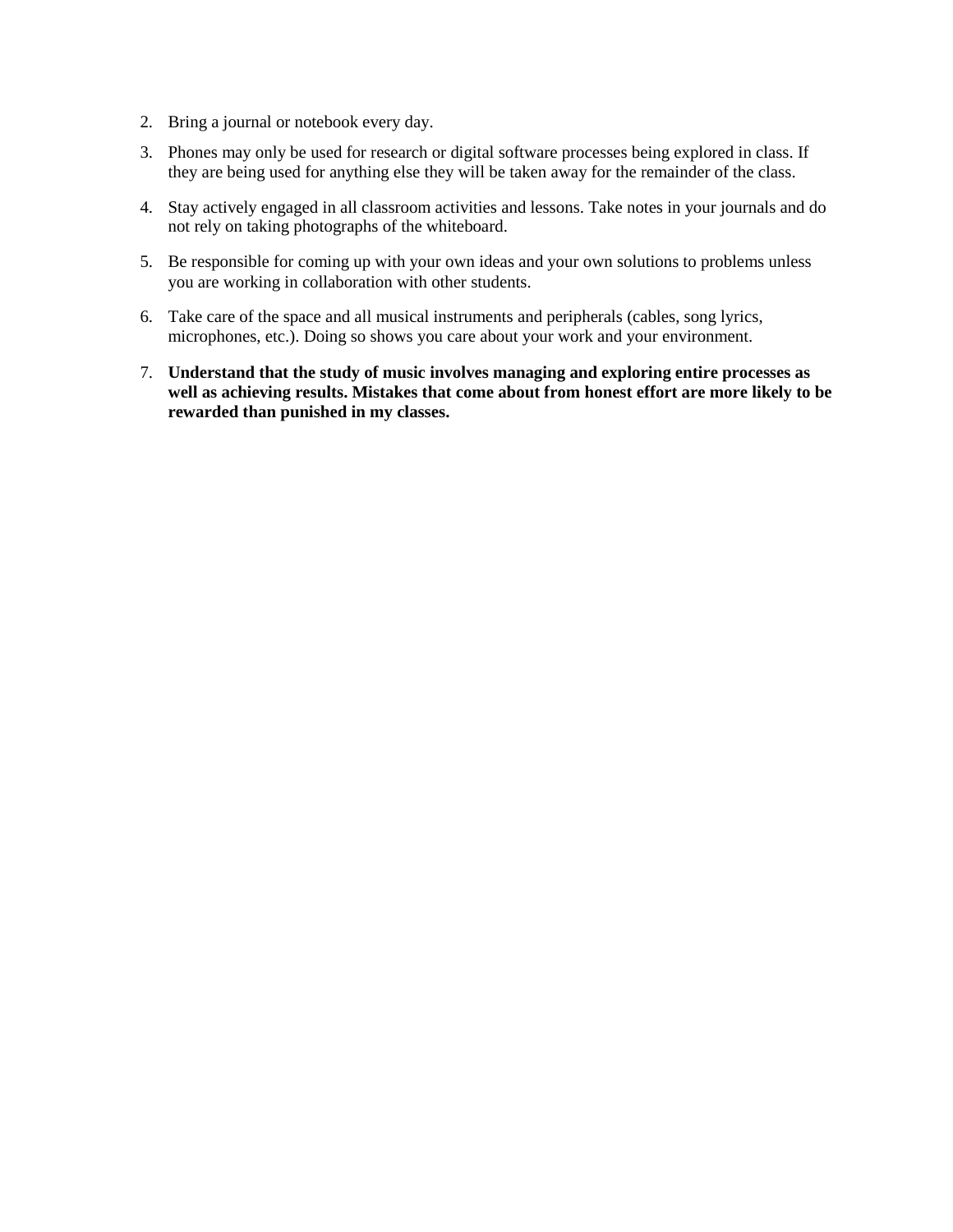2. Bring a journal or notebook every day.

3. Phones may only be used for research or digital software processes being explored in class. If they are being used for anything else they will be taken away for the remainder of the class.

4. Stay actively engaged in all classroom activities and lessons. Take notes in your journals and do not rely on taking photographs of the whiteboard.

5. Be responsible for coming up with your own ideas and your own solutions to problems unless you are working in collaboration with other students.

6. Take care of the space and all musical instruments and peripherals (cables, song lyrics, microphones, etc.). Doing so shows you care about your work and your environment.

7. **Understand that the study of music involves managing and exploring entire processes as well as achieving results. Mistakes that come about from honest effort are more likely to be rewarded than punished in my classes.**